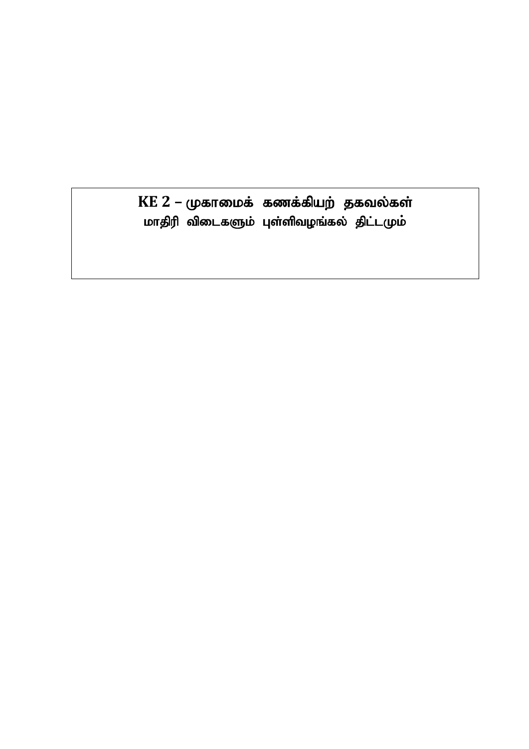# KE 2 – முகாமைக் கணக்கியற் தகவல்கள்

## மாதிரி விடைகளும் புள்ளிவழங்கல் திட்டமும்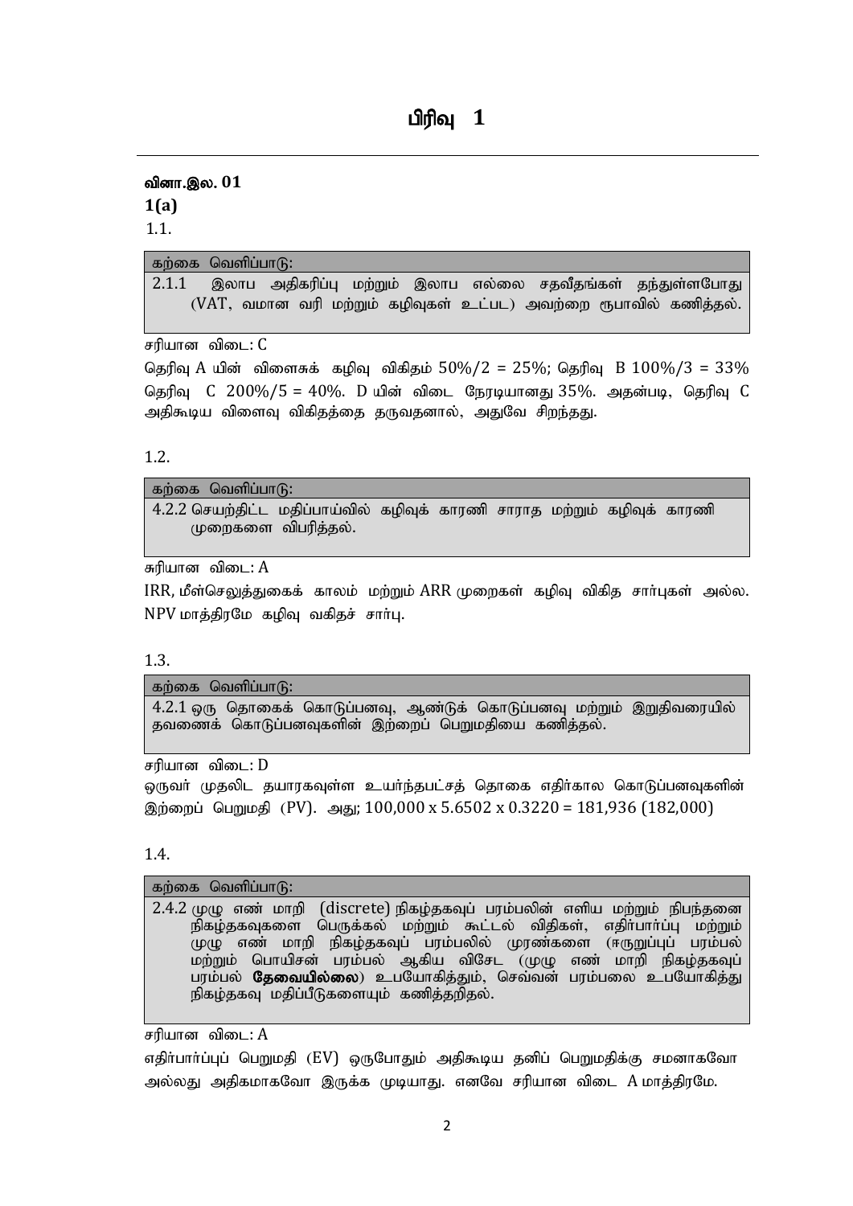# பிரிவு 1

**வினா.இல. 01**

**1(a)**

1.1.

| கற்கை வெளிப்பாடு: |
|---|
| 2.1.1 இலாப அதிகரிப்பு மற்றும் இலாப எல்லை சதவீதங்கள் தந்துள்ளபோது (VAT, வமான வரி மற்றும் கழிவுகள் உட்பட) அவற்றை ரூபாவில் கணித்தல். |

சரியான விடை: C

தெரிவு A யின் விளைசுக் கழிவு விகிதம் 50%/2 = 25%; தெரிவு B 100%/3 = 33% தெரிவு C 200%/5 = 40%. D யின் விடை நேரடியானது 35%. அதன்படி, தெரிவு C அதிகூடிய விளைவு விகிதத்தை தருவதனால், அதுவே சிறந்தது.

1.2.

| கற்கை வெளிப்பாடு: |
|---|
| 4.2.2 செயற்திட்ட மதிப்பாய்வில் கழிவுக் காரணி சாராத மற்றும் கழிவுக் காரணி முறைகளை விபரித்தல். |

சுரியான விடை: A

IRR, மீள்செலுத்துகைக் காலம் மற்றும் ARR முறைகள் கழிவு விகித சார்புகள் அல்ல. NPV மாத்திரமே கழிவு வகிதச் சார்பு.

1.3.

| கற்கை வெளிப்பாடு: |
|---|
| 4.2.1 ஒரு தொகைக் கொடுப்பனவு, ஆண்டுக் கொடுப்பனவு மற்றும் இறுதிவரையில் தவணைக் கொடுப்பனவுகளின் இற்றைப் பெறுமதியை கணித்தல். |

சரியான விடை: D

ஒருவர் முதலிட தயாரகவுள்ள உயர்ந்தபட்சத் தொகை எதிர்கால கொடுப்பனவுகளின் இற்றைப் பெறுமதி (PV). அது; 100,000 x 5.6502 x 0.3220 = 181,936 (182,000)

1.4.

| கற்கை வெளிப்பாடு: |
|---|
| 2.4.2 முழு எண் மாறி (discrete) நிகழ்தகவுப் பரம்பலின் எளிய மற்றும் நிபந்தனை நிகழ்தகவுகளை பெருக்கல் மற்றும் கூட்டல் விதிகள், எதிர்பார்ப்பு மற்றும் முழு எண் மாறி நிகழ்தகவுப் பரம்பலில் முரண்களை (ஈருறுப்புப் பரம்பல் மற்றும் பொயிசன் பரம்பல் ஆகிய விசேட (முழு எண் மாறி நிகழ்தகவுப் பரம்பல் **தேவையில்லை**) உபயோகித்தும், செவ்வன் பரம்பலை உபயோகித்து நிகழ்தகவு மதிப்பீடுகளையும் கணித்தறிதல். |

சரியான விடை: A

எதிர்பார்ப்புப் பெறுமதி (EV) ஒருபோதும் அதிகூடிய தனிப் பெறுமதிக்கு சமனாகவோ அல்லது அதிகமாகவோ இருக்க முடியாது. எனவே சரியான விடை A மாத்திரமே.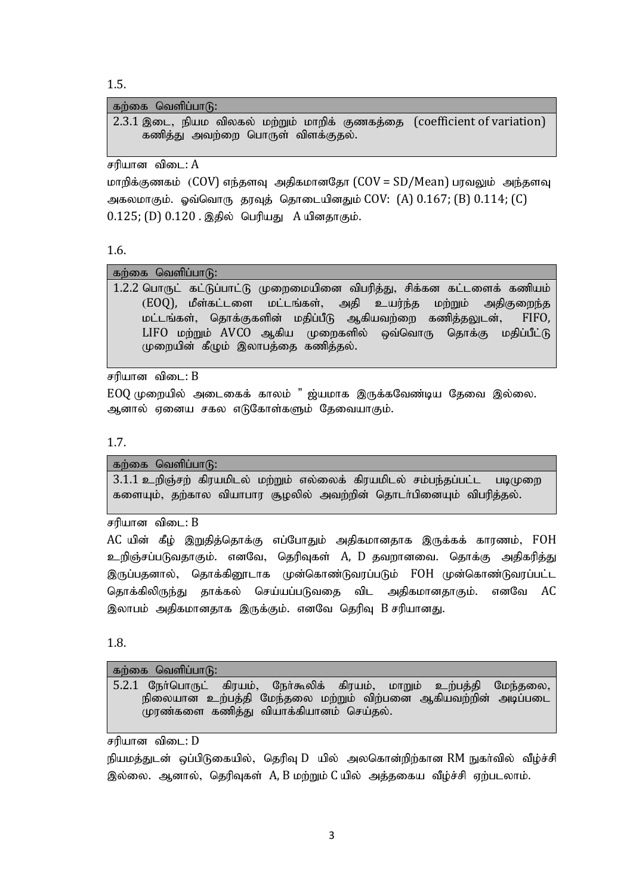1.5.

| கற்கை வெளிப்பாடு: |
|---|
| 2.3.1 இடை, நியம விலகல் மற்றும் மாறிக் குணகத்தை (coefficient of variation) கணித்து அவற்றை பொருள் விளக்குதல். |

சரியான விடை: A

மாறிக்குணகம் (COV) எந்தளவு அதிகமானதோ (COV = SD/Mean) பரவலும் அந்தளவு அகலமாகும். ஓவ்வொரு தரவுத் தொடையினதும் COV: (A) 0.167; (B) 0.114; (C) 0.125; (D) 0.120 . இதில் பெரியது A யினதாகும்.

1.6.

| கற்கை வெளிப்பாடு: |
|---|
| 1.2.2 பொருட் கட்டுப்பாட்டு முறைமையினை விபரித்து, சிக்கன கட்டளைக் கணியம் (EOQ), மீள்கட்டளை மட்டங்கள், அதி உயர்ந்த மற்றும் அதிகுறைந்த மட்டங்கள், தொக்குகளின் மதிப்பீடு ஆகியவற்றை கணித்தலுடன், FIFO, LIFO மற்றும் AVCO ஆகிய முறைகளில் ஒவ்வொரு தொக்கு மதிப்பீட்டு முறையின் கீழும் இலாபத்தை கணித்தல். |

சரியான விடை: B

EOQ முறையில் அடைகைக் காலம் " ஐயமாக இருக்கவேண்டிய தேவை இல்லை. ஆனால் ஏனைய சகல எடுகோள்களும் தேவையாகும்.

1.7.

| கற்கை வெளிப்பாடு: |
|---|
| 3.1.1 உறிஞ்சற் கிரயமிடல் மற்றும் எல்லைக் கிரயமிடல் சம்பந்தப்பட்ட படிமுறை களையும், தற்கால வியாபார சூழலில் அவற்றின் தொடர்பினையும் விபரித்தல். |

சரியான விடை: B

AC யின் கீழ் இறுதித்தொக்கு எப்போதும் அதிகமானதாக இருக்கக் காரணம், FOH உறிஞ்சப்படுவதாகும். எனவே, தெரிவுகள் A, D தவறானவை. தொக்கு அதிகரித்து இருப்பதனால், தொக்கினூடாக முன்கொண்டுவரப்படும் FOH முன்கொண்டுவரப்பட்ட தொக்கிலிருந்து தாக்கல் செய்யப்படுவதை விட அதிகமானதாகும். எனவே AC இலாபம் அதிகமானதாக இருக்கும். எனவே தெரிவு B சரியானது.

1.8.

| கற்கை வெளிப்பாடு: |
|---|
| 5.2.1 நேர்பொருட் கிரயம், நேர்கூலிக் கிரயம், மாறும் உற்பத்தி மேந்தலை, நிலையான உற்பத்தி மேந்தலை மற்றும் விற்பனை ஆகியவற்றின் அடிப்படை முரண்களை கணித்து வியாக்கியானம் செய்தல். |

சரியான விடை: D

நியமத்துடன் ஒப்பிடுகையில், தெரிவு D யில் அலகொன்றிற்கான RM நுகர்வில் வீழ்ச்சி இல்லை. ஆனால், தெரிவுகள் A, B மற்றும் C யில் அத்தகைய வீழ்ச்சி ஏற்படலாம்.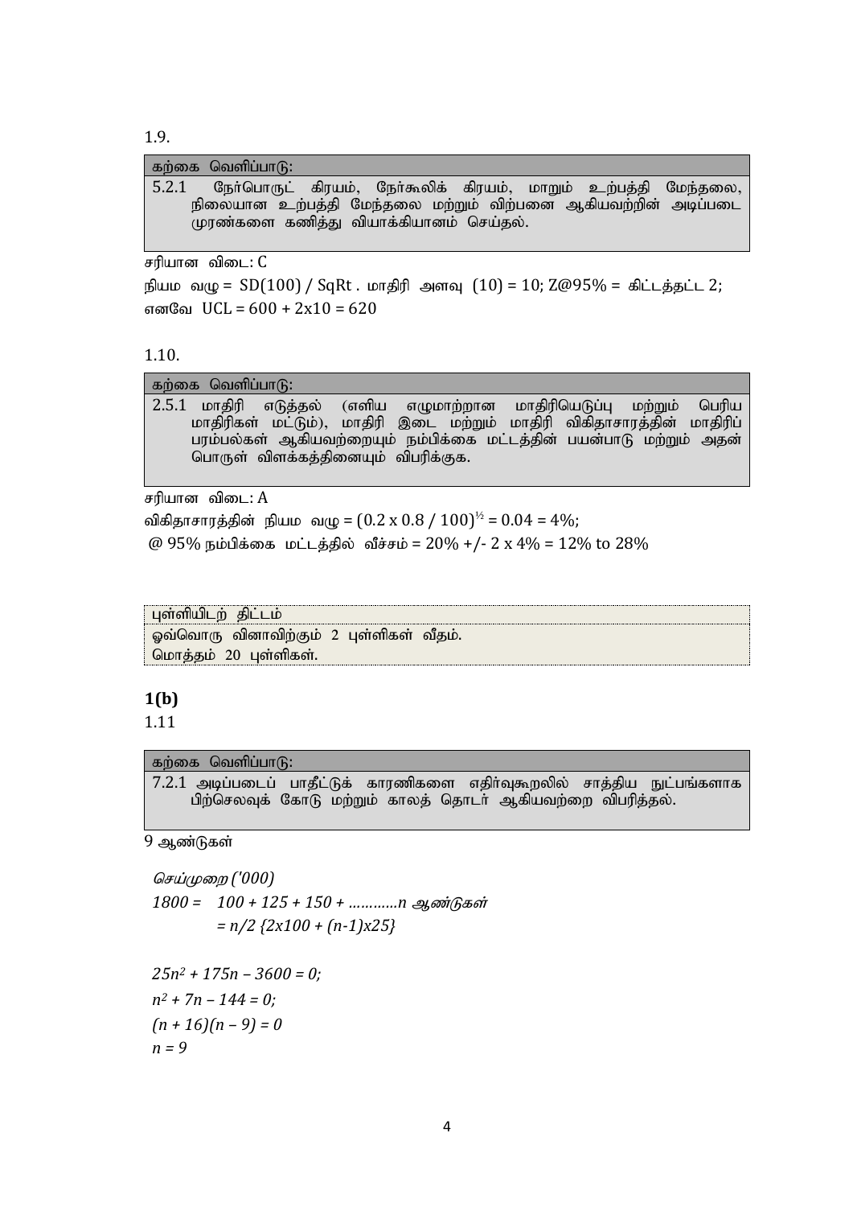1.9.

| கற்கை வெளிப்பாடு: |
|---|
| 5.2.1 நேர்பொருட் கிரயம், நேர்கூலிக் கிரயம், மாறும் உற்பத்தி மேந்தலை, நிலையான உற்பத்தி மேந்தலை மற்றும் விற்பனை ஆகியவற்றின் அடிப்படை முரண்களை கணித்து வியாக்கியானம் செய்தல். |

சரியான விடை: C

நியம வழு = SD(100) / SqRt . மாதிரி அளவு (10) = 10; Z@95% = கிட்டத்தட்ட 2;
எனவே UCL = 600 + 2x10 = 620

1.10.

| கற்கை வெளிப்பாடு: |
|---|
| 2.5.1 மாதிரி எடுத்தல் (எளிய எழுமாற்றான மாதிரியெடுப்பு மற்றும் பெரிய மாதிரிகள் மட்டும்), மாதிரி இடை மற்றும் மாதிரி விகிதாசாரத்தின் மாதிரிப் பரம்பல்கள் ஆகியவற்றையும் நம்பிக்கை மட்டத்தின் பயன்பாடு மற்றும் அதன் பொருள் விளக்கத்தினையும் விபரிக்குக. |

சரியான விடை: A

விகிதாசாரத்தின் நியம வழு = $(0.2 \times 0.8 / 100)^{½} = 0.04 = 4\%$;

@ 95% நம்பிக்கை மட்டத்தில் வீச்சம் = 20% +/- 2 x 4% = 12% to 28%

| புள்ளியிடற் திட்டம் |
|---|
| ஓவ்வொரு வினாவிற்கும் 2 புள்ளிகள் வீதம். |
| மொத்தம் 20 புள்ளிகள். |

**1(b)**

1.11

| கற்கை வெளிப்பாடு: |
|---|
| 7.2.1 அடிப்படைப் பாதீட்டுக் காரணிகளை எதிர்வுகூறலில் சாத்திய நுட்பங்களாக பிற்செலவுக் கோடு மற்றும் காலத் தொடர் ஆகியவற்றை விபரித்தல். |

9 ஆண்டுகள்

*செய்முறை ('000)*

*1800 = 100 + 125 + 150 + …………n ஆண்டுகள்*

$= n/2 \{2 \times 100 + (n-1) \times 25\}$

$25n^2 + 175n – 3600 = 0;$

$n^2 + 7n – 144 = 0;$

$(n + 16)(n – 9) = 0$

$n = 9$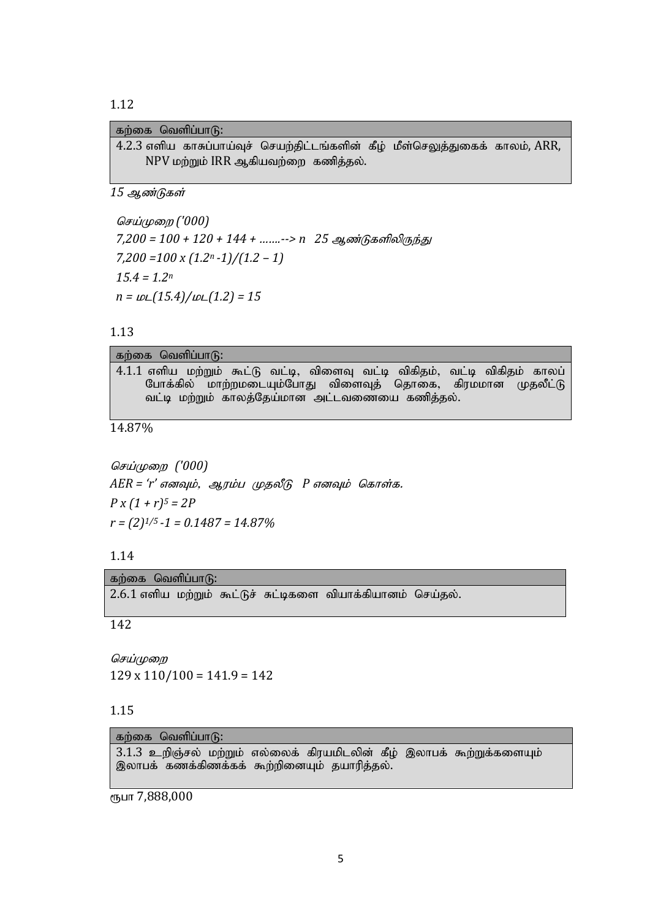1.12

| கற்கை வெளிப்பாடு: |
|---|
| 4.2.3 எளிய காசுப்பாய்வுச் செயற்திட்டங்களின் கீழ் மீள்செலுத்துகைக் காலம், ARR, NPV மற்றும் IRR ஆகியவற்றை கணித்தல். |

*15 ஆண்டுகள்*

*செய்முறை ('000)*

*7,200 = 100 + 120 + 144 + .......--> n 25 ஆண்டுகளிலிருந்து*

$7,200 = 100 \times (1.2^n - 1)/(1.2 - 1)$

$15.4 = 1.2^n$

*n = மட(15.4)/மட(1.2) = 15*

1.13

| கற்கை வெளிப்பாடு: |
|---|
| 4.1.1 எளிய மற்றும் கூட்டு வட்டி, விளைவு வட்டி விகிதம், வட்டி விகிதம் காலப் போக்கில் மாற்றமடையும்போது விளைவுத் தொகை, கிரமமான முதலீட்டு வட்டி மற்றும் காலத்தேய்மான அட்டவணையை கணித்தல். |

14.87%

*செய்முறை ('000)*

*AER = 'r' எனவும், ஆரம்ப முதலீடு P எனவும் கொள்க.*

$P \times (1 + r)^5 = 2P$

$r = (2)^{1/5} - 1 = 0.1487 = 14.87\%$

1.14

| கற்கை வெளிப்பாடு: |
|---|
| 2.6.1 எளிய மற்றும் கூட்டுச் சுட்டிகளை வியாக்கியானம் செய்தல். |

142

*செய்முறை*

$129 \times 110/100 = 141.9 = 142$

1.15

| கற்கை வெளிப்பாடு: |
|---|
| 3.1.3 உறிஞ்சல் மற்றும் எல்லைக் கிரயமிடலின் கீழ் இலாபக் கூற்றுக்களையும் இலாபக் கணக்கிணக்கக் கூற்றினையும் தயாரித்தல். |

ரூபா 7,888,000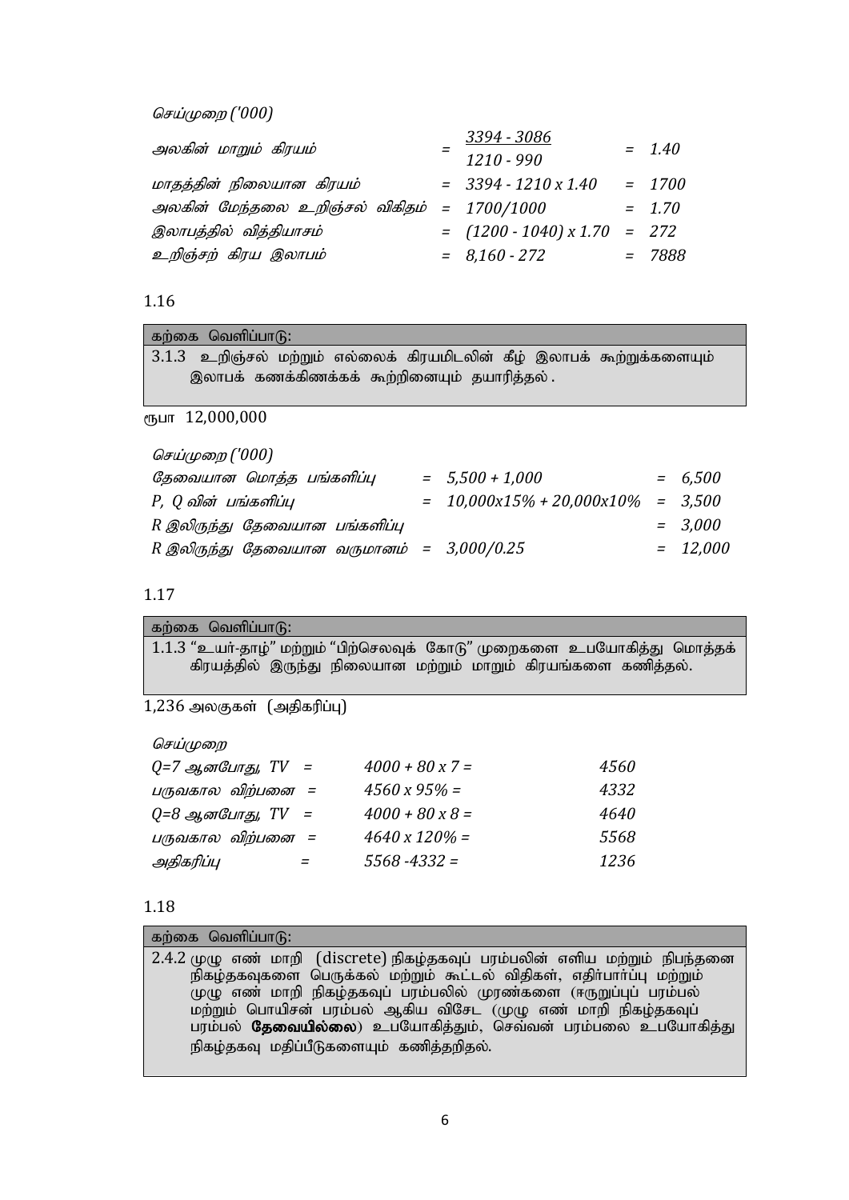*செய்முறை ('000)*

| | | | | |
|---|---|---|---|---|
| *அலகின் மாறும் கிரயம்* | = | $\frac{3394 - 3086}{1210 - 990}$ | = | 1.40 |
| *மாதத்தின் நிலையான கிரயம்* | = | 3394 - 1210 x 1.40 | = | 1700 |
| *அலகின் மேந்தலை உறிஞ்சல் விகிதம்* | = | 1700/1000 | = | 1.70 |
| *இலாபத்தில் வித்தியாசம்* | = | (1200 - 1040) x 1.70 | = | 272 |
| *உறிஞ்சற் கிரய இலாபம்* | = | 8,160 - 272 | = | 7888 |

## 1.16

| கற்கை வெளிப்பாடு: |
|---|
| 3.1.3 உறிஞ்சல் மற்றும் எல்லைக் கிரயமிடலின் கீழ் இலாபக் கூற்றுக்களையும் இலாபக் கணக்கிணக்கக் கூற்றினையும் தயாரித்தல். |

ரூபா 12,000,000

*செய்முறை ('000)*

| | | | | |
|---|---|---|---|---|
| *தேவையான மொத்த பங்களிப்பு* | = | 5,500 + 1,000 | = | 6,500 |
| *P, Q வின் பங்களிப்பு* | = | 10,000x15% + 20,000x10% | = | 3,500 |
| *R இலிருந்து தேவையான பங்களிப்பு* | | | = | 3,000 |
| *R இலிருந்து தேவையான வருமானம்* | = | 3,000/0.25 | = | 12,000 |

## 1.17

| கற்கை வெளிப்பாடு: |
|---|
| 1.1.3 "உயர்-தாழ்" மற்றும் "பிற்செலவுக் கோடு" முறைகளை உபயோகித்து மொத்தக் கிரயத்தில் இருந்து நிலையான மற்றும் மாறும் கிரயங்களை கணித்தல். |

1,236 அலகுகள் (அதிகரிப்பு)

*செய்முறை*

| | | | |
|---|---|---|---|
| *Q=7 ஆனபோது, TV* | = | 4000 + 80 x 7 = | 4560 |
| *பருவகால விற்பனை* | = | 4560 x 95% = | 4332 |
| *Q=8 ஆனபோது, TV* | = | 4000 + 80 x 8 = | 4640 |
| *பருவகால விற்பனை* | = | 4640 x 120% = | 5568 |
| *அதிகரிப்பு* | = | 5568 -4332 = | 1236 |

## 1.18

| கற்கை வெளிப்பாடு: |
|---|
| 2.4.2 முழு எண் மாறி (discrete) நிகழ்தகவுப் பரம்பலின் எளிய மற்றும் நிபந்தனை நிகழ்தகவுகளை பெருக்கல் மற்றும் கூட்டல் விதிகள், எதிர்பார்ப்பு மற்றும் முழு எண் மாறி நிகழ்தகவுப் பரம்பலில் முரண்களை (ஈருறுப்புப் பரம்பல் மற்றும் பொயிசன் பரம்பல் ஆகிய விசேட (முழு எண் மாறி நிகழ்தகவுப் பரம்பல் **தேவையில்லை**) உபயோகித்தும், செவ்வன் பரம்பலை உபயோகித்து நிகழ்தகவு மதிப்பீடுகளையும் கணித்தறிதல். |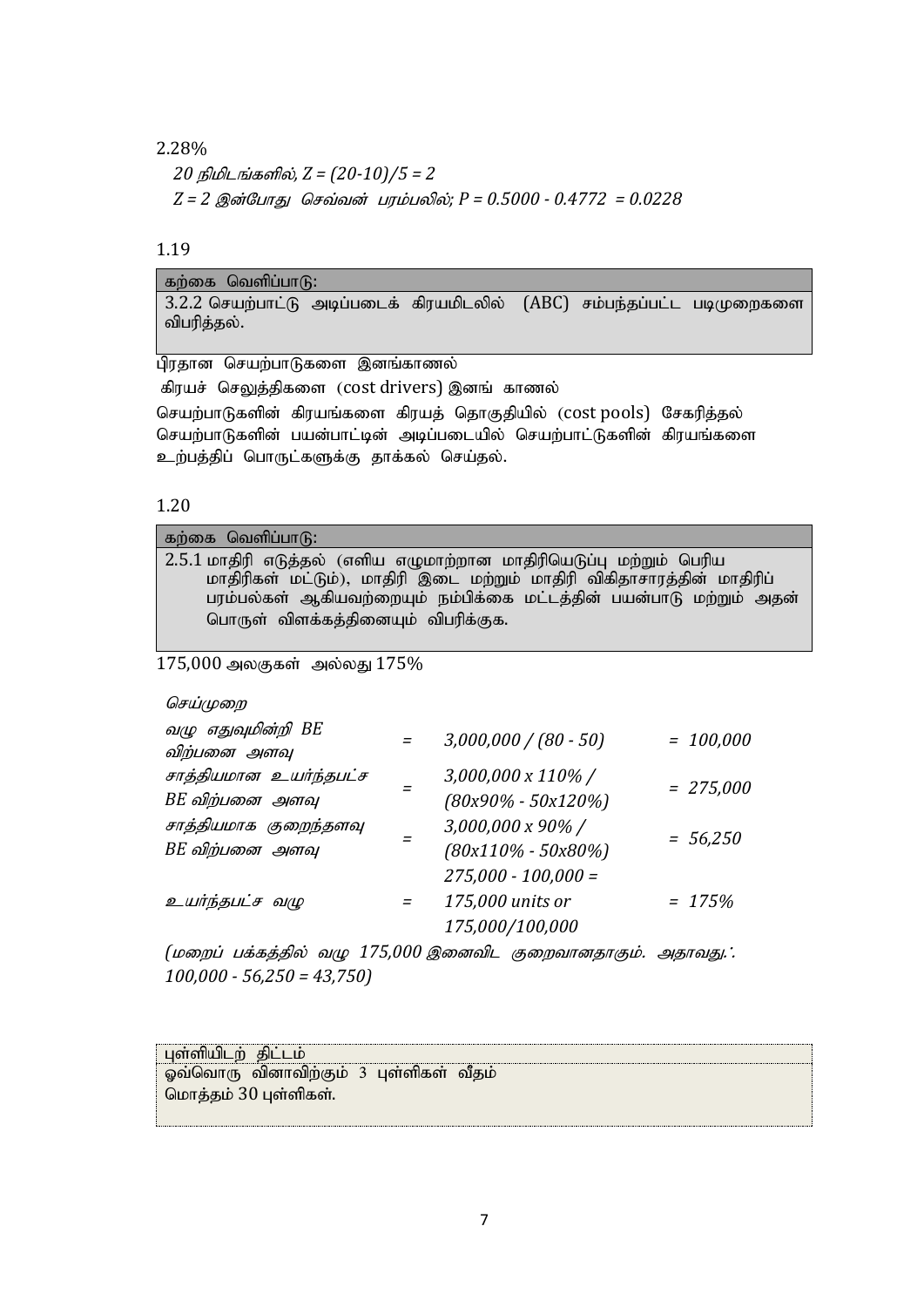2.28%

*20 நிமிடங்களில், $Z = (20-10)/5 = 2$*

*$Z = 2$ இன்போது செவ்வன் பரம்பலில்; $P = 0.5000 - 0.4772 = 0.0228$*

1.19

| கற்கை வெளிப்பாடு: |
|---|
| 3.2.2 செயற்பாட்டு அடிப்படைக் கிரயமிடலில் (ABC) சம்பந்தப்பட்ட படிமுறைகளை விபரித்தல். |

பிரதான செயற்பாடுகளை இனங்காணல்

கிரயச் செலுத்திகளை (cost drivers) இனங் காணல்

செயற்பாடுகளின் கிரயங்களை கிரயத் தொகுதியில் (cost pools) சேகரித்தல்

செயற்பாடுகளின் பயன்பாட்டின் அடிப்படையில் செயற்பாட்டுகளின் கிரயங்களை உற்பத்திப் பொருட்களுக்கு தாக்கல் செய்தல்.

1.20

| கற்கை வெளிப்பாடு: |
|---|
| 2.5.1 மாதிரி எடுத்தல் (எளிய எழுமாற்றான மாதிரியெடுப்பு மற்றும் பெரிய மாதிரிகள் மட்டும்), மாதிரி இடை மற்றும் மாதிரி விகிதாசாரத்தின் மாதிரிப் பரம்பல்கள் ஆகியவற்றையும் நம்பிக்கை மட்டத்தின் பயன்பாடு மற்றும் அதன் பொருள் விளக்கத்தினையும் விபரிக்குக. |

175,000 அலகுகள் அல்லது 175%

*செய்முறை*

| | | | |
|---|---|---|---|
| *வழு எதுவுமின்றி BE விற்பனை அளவு* | = | *3,000,000 / (80 - 50)* | *= 100,000* |
| *சாத்தியமான உயர்ந்தபட்ச BE விற்பனை அளவு* | = | *3,000,000 x 110% / (80x90% - 50x120%)* | *= 275,000* |
| *சாத்தியமாக குறைந்தளவு BE விற்பனை அளவு* | = | *3,000,000 x 90% / (80x110% - 50x80%)* | *= 56,250* |
| *உயர்ந்தபட்ச வழு* | = | *275,000 - 100,000 = 175,000 units or 175,000/100,000* | *= 175%* |

*(மறைப் பக்கத்தில் வழு 175,000 இனைவிட குறைவானதாகும். அதாவது.∴ 100,000 - 56,250 = 43,750)*

| புள்ளியிடற் திட்டம் |
|---|
| ஒவ்வொரு வினாவிற்கும் 3 புள்ளிகள் வீதம்<br>மொத்தம் 30 புள்ளிகள். |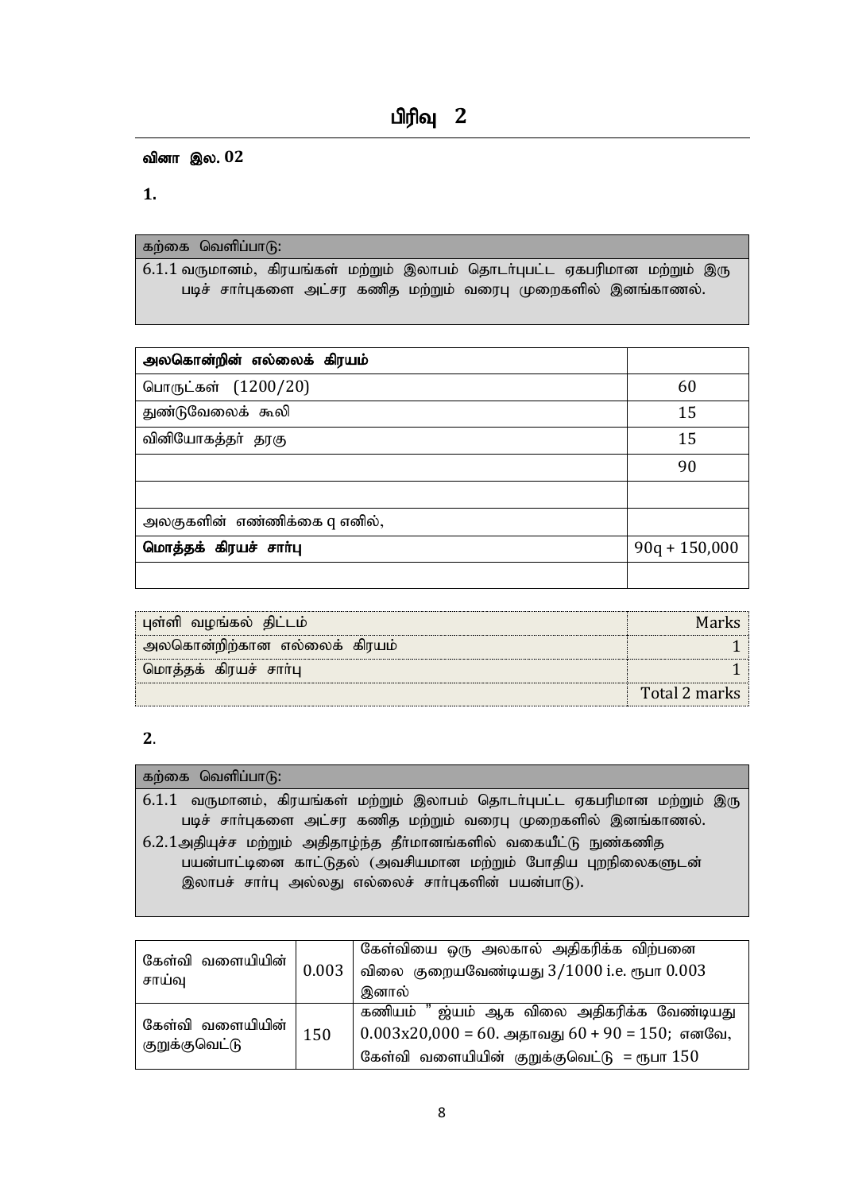# பிரிவு 2

**வினா இல. 02**

**1.**

| கற்கை வெளிப்பாடு: |
|---|
| 6.1.1 வருமானம், கிரயங்கள் மற்றும் இலாபம் தொடர்புபட்ட ஏகபரிமான மற்றும் இரு படிச் சார்புகளை அட்சர கணித மற்றும் வரைபு முறைகளில் இனங்காணல். |

| **அலகொன்றின் எல்லைக் கிரயம்** | |
|---|---|
| பொருட்கள் (1200/20) | 60 |
| துண்டுவேலைக் கூலி | 15 |
| வினியோகத்தர் தரகு | 15 |
| | 90 |
| | |
| அலகுகளின் எண்ணிக்கை q எனில், | |
| **மொத்தக் கிரயச் சார்பு** | 90q + 150,000 |
| | |

| புள்ளி வழங்கல் திட்டம் | Marks |
|---|---|
| அலகொன்றிற்கான எல்லைக் கிரயம் | 1 |
| மொத்தக் கிரயச் சார்பு | 1 |
| | Total 2 marks |

**2.**

| கற்கை வெளிப்பாடு: |
|---|
| 6.1.1 வருமானம், கிரயங்கள் மற்றும் இலாபம் தொடர்புபட்ட ஏகபரிமான மற்றும் இரு படிச் சார்புகளை அட்சர கணித மற்றும் வரைபு முறைகளில் இனங்காணல். 6.2.1அதியுச்ச மற்றும் அதிதாழ்ந்த தீர்மானங்களில் வகையீட்டு நுண்கணித பயன்பாட்டினை காட்டுதல் (அவசியமான மற்றும் போதிய புறநிலைகளுடன் இலாபச் சார்பு அல்லது எல்லைச் சார்புகளின் பயன்பாடு). |

| கேள்வி வளையியின் சாய்வு | 0.003 | கேள்வியை ஒரு அலகால் அதிகரிக்க விற்பனை விலை குறையவேண்டியது 3/1000 i.e. ரூபா 0.003 இனால் |
|---|---|---|
| கேள்வி வளையியின் குறுக்குவெட்டு | 150 | கணியம் " ஜ்யம் ஆக விலை அதிகரிக்க வேண்டியது 0.003x20,000 = 60. அதாவது 60 + 90 = 150; எனவே, கேள்வி வளையியின் குறுக்குவெட்டு = ரூபா 150 |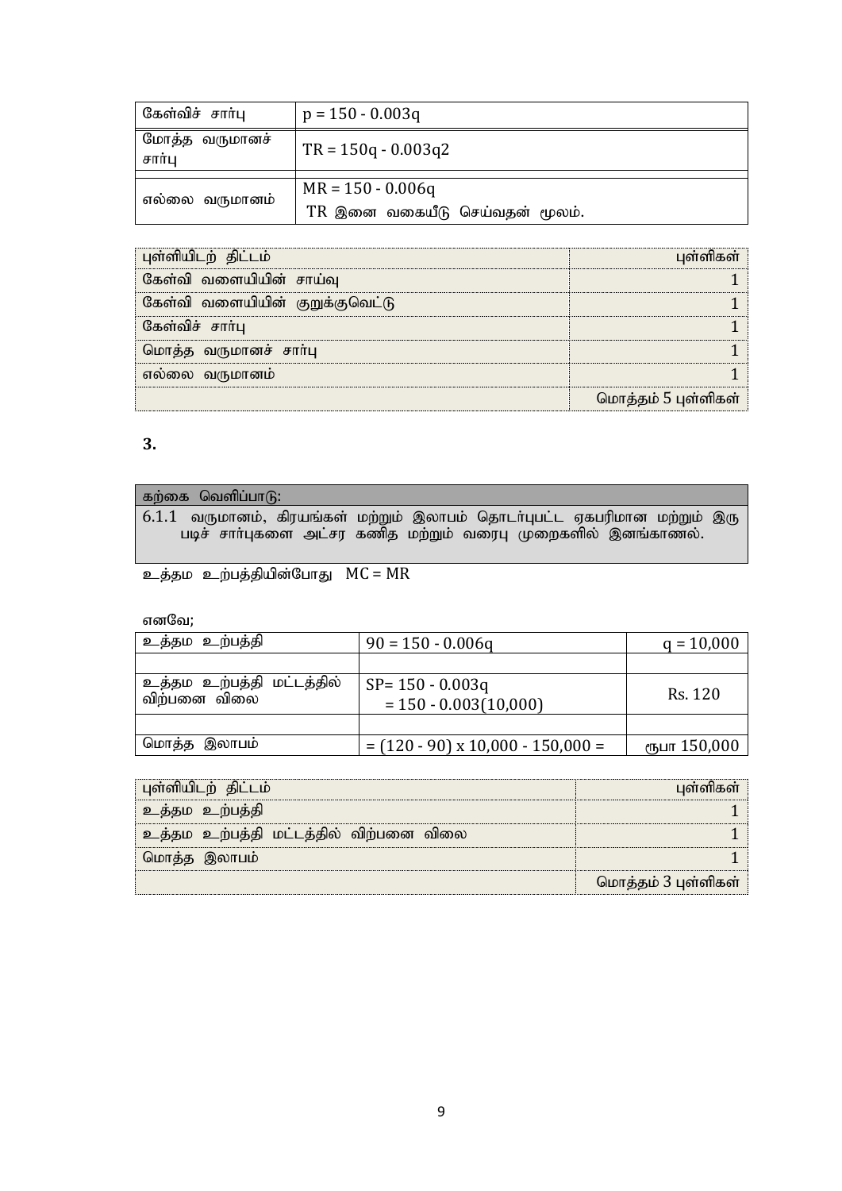| கேள்விச் சார்பு | $p = 150 - 0.003q$ |
|---|---|
| மோத்த வருமானச் சார்பு | $TR = 150q - 0.003q2$ |
| | |
| எல்லை வருமானம் | $MR = 150 - 0.006q$<br>TR இனை வகையீடு செய்வதன் மூலம். |

| புள்ளியிடற் திட்டம் | புள்ளிகள் |
|---|---|
| கேள்வி வளையியின் சாய்வு | 1 |
| கேள்வி வளையியின் குறுக்குவெட்டு | 1 |
| கேள்விச் சார்பு | 1 |
| மொத்த வருமானச் சார்பு | 1 |
| எல்லை வருமானம் | 1 |
| | மொத்தம் 5 புள்ளிகள் |

**3.**

| கற்கை வெளிப்பாடு: |
|---|
| 6.1.1 வருமானம், கிரயங்கள் மற்றும் இலாபம் தொடர்புபட்ட ஏகபரிமான மற்றும் இரு படிச் சார்புகளை அட்சர கணித மற்றும் வரைபு முறைகளில் இனங்காணல். |

உத்தம உற்பத்தியின்போது $MC = MR$

எனவே;

| உத்தம உற்பத்தி | $90 = 150 - 0.006q$ | $q = 10,000$ |
|---|---|---|
| | | |
| உத்தம உற்பத்தி மட்டத்தில் விற்பனை விலை | $SP= 150 - 0.003q$<br>$= 150 - 0.003(10,000)$ | Rs. 120 |
| | | |
| மொத்த இலாபம் | $= (120 - 90) \times 10,000 - 150,000 =$ | ரூபா 150,000 |

| புள்ளியிடற் திட்டம் | புள்ளிகள் |
|---|---|
| உத்தம உற்பத்தி | 1 |
| உத்தம உற்பத்தி மட்டத்தில் விற்பனை விலை | 1 |
| மொத்த இலாபம் | 1 |
| | மொத்தம் 3 புள்ளிகள் |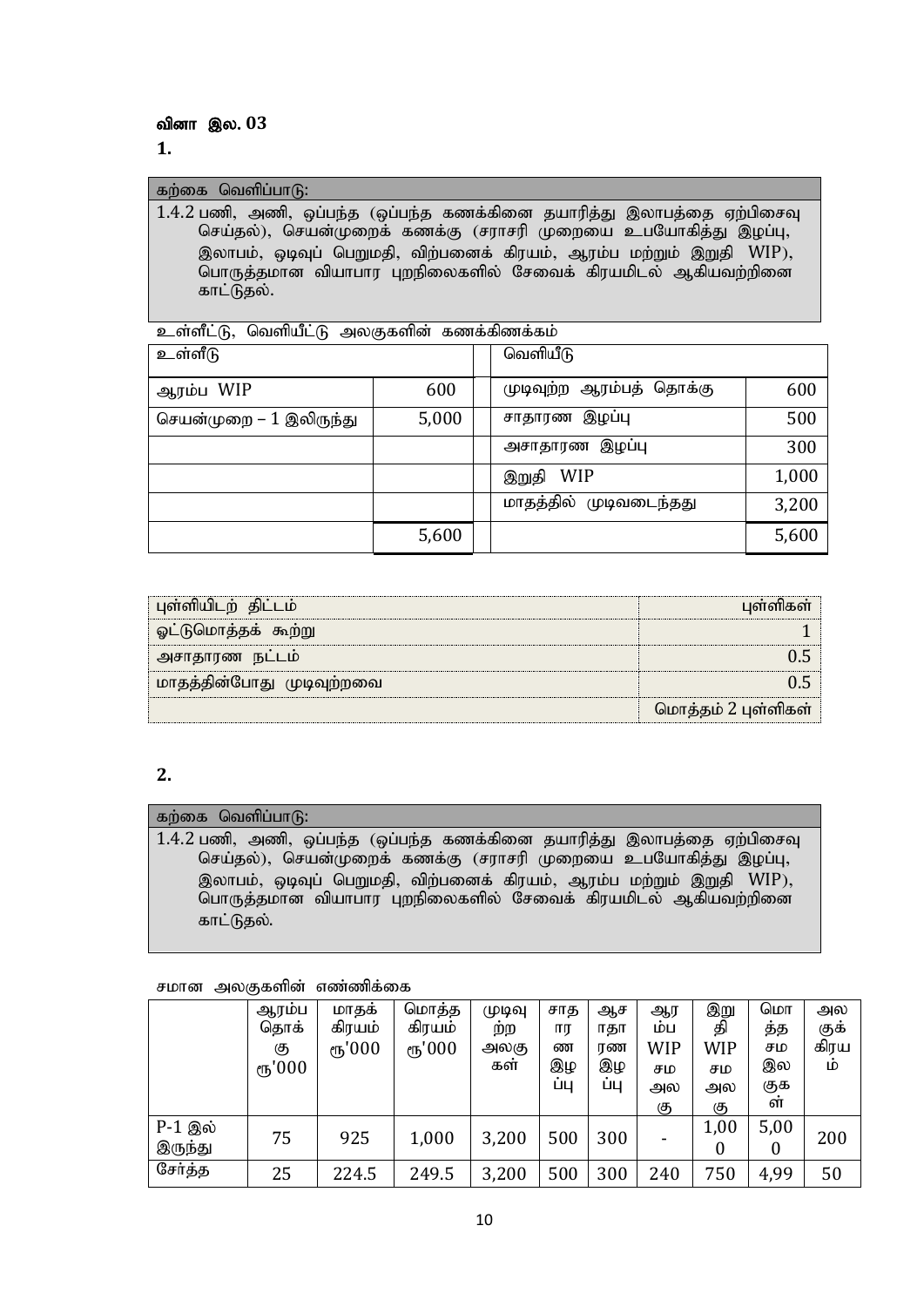**வினா இல. 03**

**1.**

| கற்கை வெளிப்பாடு: |
|---|
| 1.4.2 பணி, அணி, ஒப்பந்த (ஒப்பந்த கணக்கினை தயாரித்து இலாபத்தை ஏற்பிசைவு செய்தல்), செயன்முறைக் கணக்கு (சராசரி முறையை உபயோகித்து இழப்பு, இலாபம், ஒடிவுப் பெறுமதி, விற்பனைக் கிரயம், ஆரம்ப மற்றும் இறுதி WIP), பொருத்தமான வியாபார புறநிலைகளில் சேவைக் கிரயமிடல் ஆகியவற்றினை காட்டுதல். |

உள்ளீட்டு, வெளியீட்டு அலகுகளின் கணக்கிணக்கம்

| உள்ளீடு | | | வெளியீடு | |
|---|---|---|---|---|
| ஆரம்ப WIP | 600 | | முடிவுற்ற ஆரம்பத் தொக்கு | 600 |
| செயன்முறை – 1 இலிருந்து | 5,000 | | சாதாரண இழப்பு | 500 |
| | | | அசாதாரண இழப்பு | 300 |
| | | | இறுதி WIP | 1,000 |
| | | | மாதத்தில் முடிவடைந்தது | 3,200 |
| | 5,600 | | | 5,600 |

| புள்ளியிடற் திட்டம் | புள்ளிகள் |
|---|---|
| ஓட்டுமொத்தக் கூற்று | 1 |
| அசாதாரண நட்டம் | 0.5 |
| மாதத்தின்போது முடிவுற்றவை | 0.5 |
| | மொத்தம் 2 புள்ளிகள் |

**2.**

| கற்கை வெளிப்பாடு: |
|---|
| 1.4.2 பணி, அணி, ஒப்பந்த (ஒப்பந்த கணக்கினை தயாரித்து இலாபத்தை ஏற்பிசைவு செய்தல்), செயன்முறைக் கணக்கு (சராசரி முறையை உபயோகித்து இழப்பு, இலாபம், ஒடிவுப் பெறுமதி, விற்பனைக் கிரயம், ஆரம்ப மற்றும் இறுதி WIP), பொருத்தமான வியாபார புறநிலைகளில் சேவைக் கிரயமிடல் ஆகியவற்றினை காட்டுதல். |

சமான அலகுகளின் எண்ணிக்கை

| | ஆரம்ப தொக்கு ரூ'000 | மாதக் கிரயம் ரூ'000 | மொத்த கிரயம் ரூ'000 | முடிவுற்ற அலகுகள் | சாதாரண இழப்பு | ஆசாதாரண இழப்பு | ஆரம்ப WIP சம அலகு | இறுதி WIP சம அலகு | மொத்த சம இலகுகள் | அலகுக் கிரயம் |
|---|---|---|---|---|---|---|---|---|---|---|
| P-1 இல் இருந்து | 75 | 925 | 1,000 | 3,200 | 500 | 300 | - | 1,000 | 5,000 | 200 |
| சேர்த்த | 25 | 224.5 | 249.5 | 3,200 | 500 | 300 | 240 | 750 | 4,99 | 50 |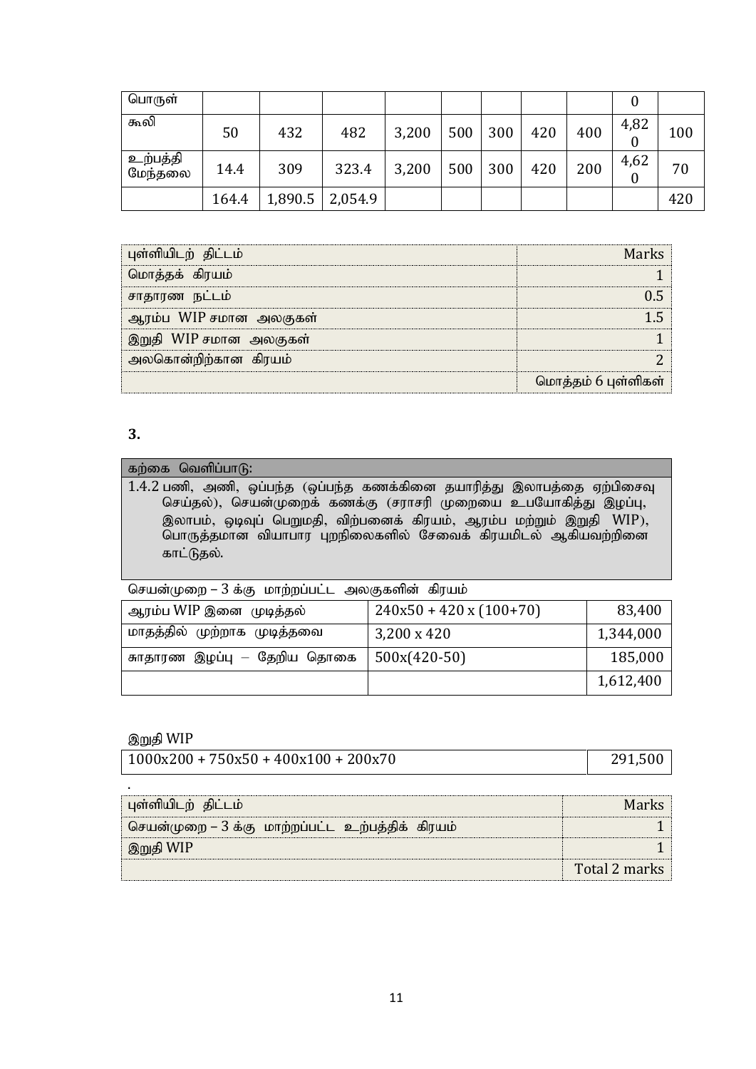| பொருள் | | | | | | | | | 0 | |
|---|---|---|---|---|---|---|---|---|---|---|
| கூலி | 50 | 432 | 482 | 3,200 | 500 | 300 | 420 | 400 | 4,820 | 100 |
| உற்பத்தி மேந்தலை | 14.4 | 309 | 323.4 | 3,200 | 500 | 300 | 420 | 200 | 4,620 | 70 |
| | 164.4 | 1,890.5 | 2,054.9 | | | | | | | 420 |

| புள்ளியிடற் திட்டம் | Marks |
|---|---|
| மொத்தக் கிரயம் | 1 |
| சாதாரண நட்டம் | 0.5 |
| ஆரம்ப WIP சமான அலகுகள் | 1.5 |
| இறுதி WIP சமான அலகுகள் | 1 |
| அலகொன்றிற்கான கிரயம் | 2 |
| | மொத்தம் 6 புள்ளிகள் |

**3.**

| கற்கை வெளிப்பாடு: |
|---|
| 1.4.2 பணி, அணி, ஒப்பந்த (ஒப்பந்த கணக்கினை தயாரித்து இலாபத்தை ஏற்பிசைவு செய்தல்), செயன்முறைக் கணக்கு (சராசரி முறையை உபயோகித்து இழப்பு, இலாபம், ஒடிவுப் பெறுமதி, விற்பனைக் கிரயம், ஆரம்ப மற்றும் இறுதி WIP), பொருத்தமான வியாபார புறநிலைகளில் சேவைக் கிரயமிடல் ஆகியவற்றினை காட்டுதல். |

செயன்முறை – 3 க்கு மாற்றப்பட்ட அலகுகளின் கிரயம்

| ஆரம்ப WIP இனை முடித்தல் | 240x50 + 420 x (100+70) | 83,400 |
|---|---|---|
| மாதத்தில் முற்றாக முடித்தவை | 3,200 x 420 | 1,344,000 |
| சாதாரண இழப்பு – தேறிய தொகை | 500x(420-50) | 185,000 |
| | | 1,612,400 |

இறுதி WIP

| 1000x200 + 750x50 + 400x100 + 200x70 | 291,500 |
|---|---|

.

| புள்ளியிடற் திட்டம் | Marks |
|---|---|
| செயன்முறை – 3 க்கு மாற்றப்பட்ட உற்பத்திக் கிரயம் | 1 |
| இறுதி WIP | 1 |
| | Total 2 marks |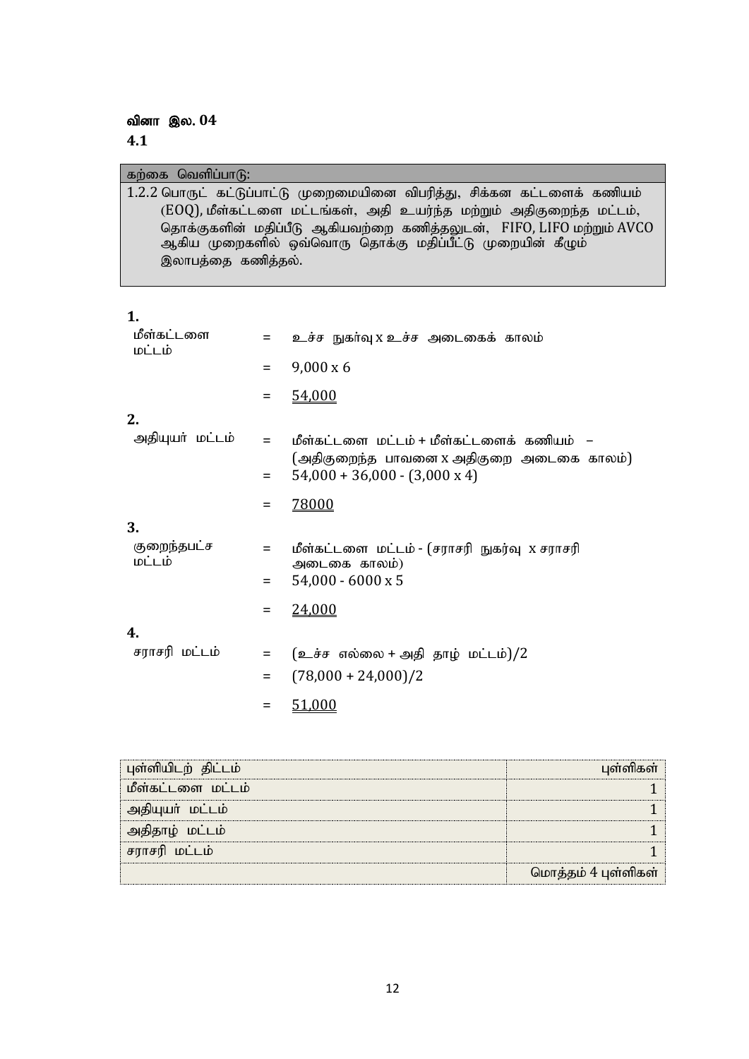**வினா இல. 04**

**4.1**

| கற்கை வெளிப்பாடு: |
|---|
| 1.2.2 பொருட் கட்டுப்பாட்டு முறைமையினை விபரித்து, சிக்கன கட்டளைக் கணியம் (EOQ), மீள்கட்டளை மட்டங்கள், அதி உயர்ந்த மற்றும் அதிகுறைந்த மட்டம், தொக்குகளின் மதிப்பீடு ஆகியவற்றை கணித்தலுடன், FIFO, LIFO மற்றும் AVCO ஆகிய முறைகளில் ஒவ்வொரு தொக்கு மதிப்பீட்டு முறையின் கீழும் இலாபத்தை கணித்தல். |

**1.**

மீள்கட்டளை மட்டம் = உச்ச நுகர்வு x உச்ச அடைகைக் காலம்

= 9,000 x 6

= <u>54,000</u>

**2.**

அதியுயர் மட்டம் = மீள்கட்டளை மட்டம் + மீள்கட்டளைக் கணியம் – (அதிகுறைந்த பாவனை x அதிகுறை அடைகை காலம்)

= 54,000 + 36,000 - (3,000 x 4)

= <u>78000</u>

**3.**

குறைந்தபட்ச மட்டம் = மீள்கட்டளை மட்டம் - (சராசரி நுகர்வு x சராசரி அடைகை காலம்)

= 54,000 - 6000 x 5

= <u>24,000</u>

**4.**

சராசரி மட்டம் = (உச்ச எல்லை + அதி தாழ் மட்டம்)/2

= (78,000 + 24,000)/2

= <u>51,000</u>

| புள்ளியிடற் திட்டம் | புள்ளிகள் |
|---|---:|
| மீள்கட்டளை மட்டம் | 1 |
| அதியுயர் மட்டம் | 1 |
| அதிதாழ் மட்டம் | 1 |
| சராசரி மட்டம் | 1 |
| | மொத்தம் 4 புள்ளிகள் |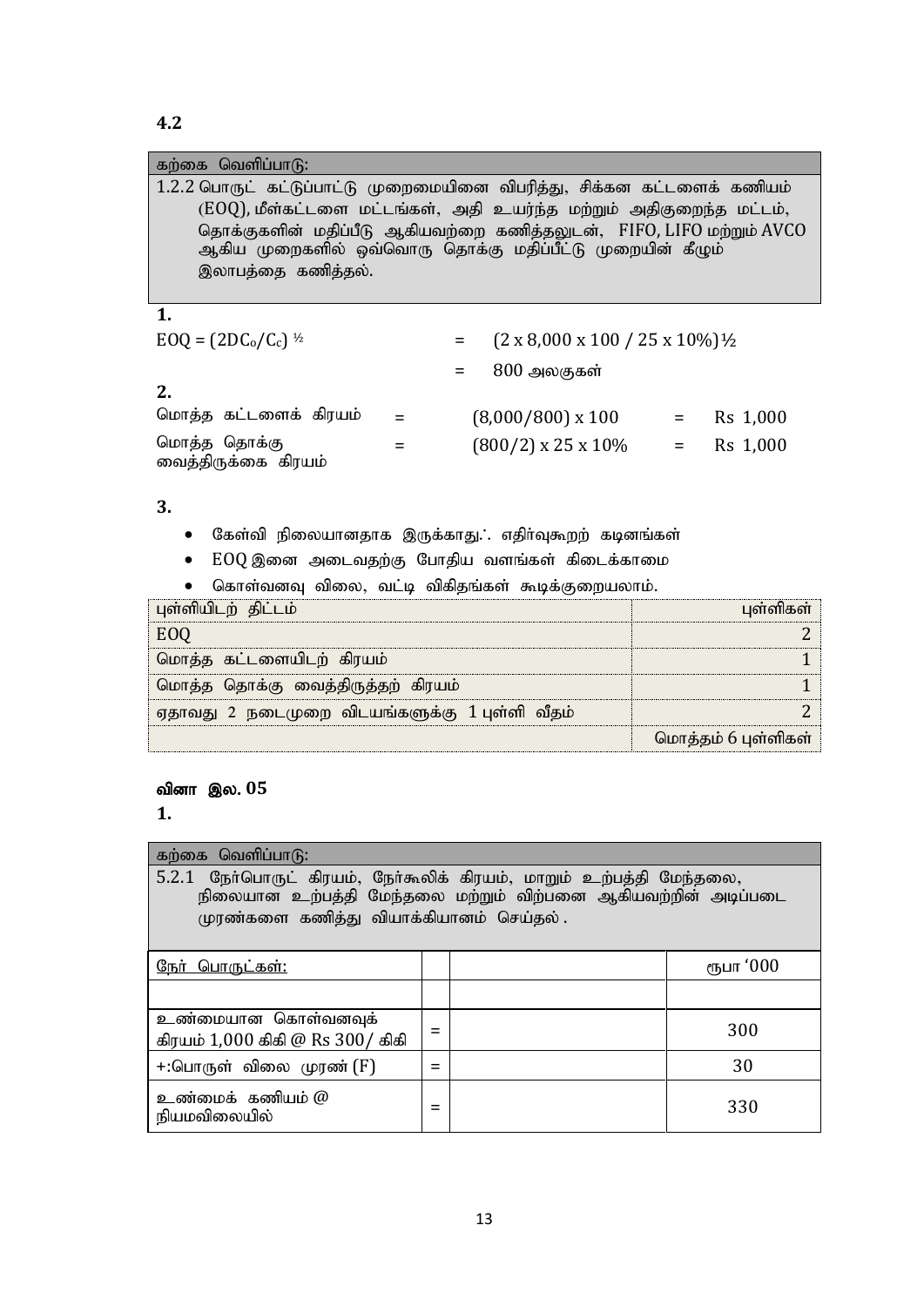**4.2**

| கற்கை வெளிப்பாடு: |
|---|
| 1.2.2 பொருட் கட்டுப்பாட்டு முறைமையினை விபரித்து, சிக்கன கட்டளைக் கணியம் (EOQ), மீள்கட்டளை மட்டங்கள், அதி உயர்ந்த மற்றும் அதிகுறைந்த மட்டம், தொக்குகளின் மதிப்பீடு ஆகியவற்றை கணித்தலுடன், FIFO, LIFO மற்றும் AVCO ஆகிய முறைகளில் ஒவ்வொரு தொக்கு மதிப்பீட்டு முறையின் கீழும் இலாபத்தை கணித்தல். |

**1.**

$EOQ = (2DC_o/C_c)^{½}$ $= (2 \times 8,000 \times 100 / 25 \times 10\%)^{½}$

$= 800$ அலகுகள்

**2.**

| | | | | |
|---|---|---|---|---|
| மொத்த கட்டளைக் கிரயம் | = | (8,000/800) x 100 | = | Rs 1,000 |
| மொத்த தொக்கு வைத்திருக்கை கிரயம் | = | (800/2) x 25 x 10% | = | Rs 1,000 |

**3.**

- கேள்வி நிலையானதாக இருக்காது.∴ எதிர்வுகூறற் கடினங்கள்
- EOQ இனை அடைவதற்கு போதிய வளங்கள் கிடைக்காமை
- கொள்வனவு விலை, வட்டி விகிதங்கள் கூடிக்குறையலாம்.

| புள்ளியிடற் திட்டம் | புள்ளிகள் |
|---|---|
| EOQ | 2 |
| மொத்த கட்டளையிடற் கிரயம் | 1 |
| மொத்த தொக்கு வைத்திருத்தற் கிரயம் | 1 |
| ஏதாவது 2 நடைமுறை விடயங்களுக்கு 1 புள்ளி வீதம் | 2 |
| | மொத்தம் 6 புள்ளிகள் |

**வினா இல. 05**

**1.**

| கற்கை வெளிப்பாடு: |
|---|
| 5.2.1 நேர்பொருட் கிரயம், நேர்கூலிக் கிரயம், மாறும் உற்பத்தி மேந்தலை, நிலையான உற்பத்தி மேந்தலை மற்றும் விற்பனை ஆகியவற்றின் அடிப்படை முரண்களை கணித்து வியாக்கியானம் செய்தல் . |

| <u>நேர் பொருட்கள்:</u> | | | ரூபா ‘000 |
|---|---|---|---|
| | | | |
| உண்மையான கொள்வனவுக் கிரயம் 1,000 கிகி @ Rs 300/ கிகி | = | | 300 |
| +:பொருள் விலை முரண் (F) | = | | 30 |
| உண்மைக் கணியம் @ நியமவிலையில் | = | | 330 |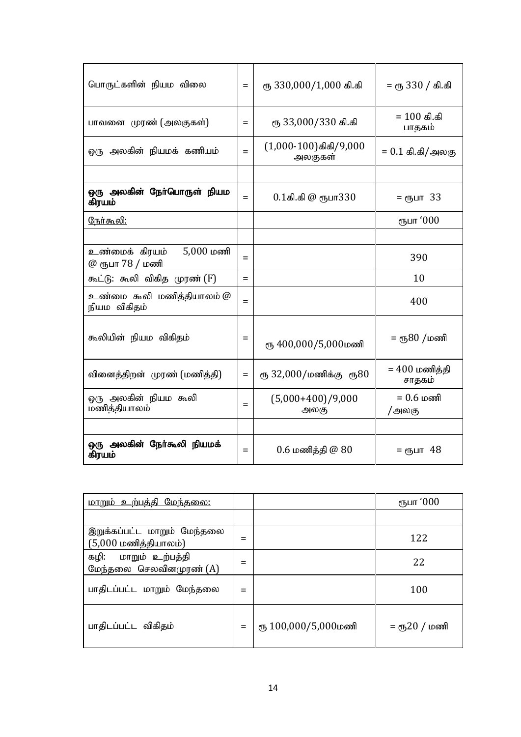| | | | |
|---|---|---|---|
| பொருட்களின் நியம விலை | = | ரூ 330,000/1,000 கி.கி | = ரூ 330 / கி.கி |
| பாவனை முரண் (அலகுகள்) | = | ரூ 33,000/330 கி.கி | = 100 கி.கி பாதகம் |
| ஒரு அலகின் நியமக் கணியம் | = | (1,000-100)கிகி/9,000 அலகுகள் | = 0.1 கி.கி/அலகு |
| | | | |
| **ஒரு அலகின் நேர்பொருள் நியம கிரயம்** | = | 0.1கி.கி @ ரூபா330 | = ரூபா 33 |
| <u>நேர்கூலி:</u> | | | ரூபா '000 |
| | | | |
| உண்மைக் கிரயம் 5,000 மணி @ ரூபா 78 / மணி | = | | 390 |
| கூட்டு: கூலி விகித முரண் (F) | = | | 10 |
| உண்மை கூலி மணித்தியாலம் @ நியம விகிதம் | = | | 400 |
| கூலியின் நியம விகிதம் | = | ரூ 400,000/5,000மணி | = ரூ80 /மணி |
| வினைத்திறன் முரண் (மணித்தி) | = | ரூ 32,000/மணிக்கு ரூ80 | = 400 மணித்தி சாதகம் |
| ஒரு அலகின் நியம கூலி மணித்தியாலம் | = | (5,000+400)/9,000 அலகு | = 0.6 மணி /அலகு |
| | | | |
| **ஒரு அலகின் நேர்கூலி நியமக் கிரயம்** | = | 0.6 மணித்தி @ 80 | = ரூபா 48 |

| | | | |
|---|---|---|---|
| <u>மாறும் உற்பத்தி மேந்தலை:</u> | | | ரூபா '000 |
| | | | |
| இறுக்கப்பட்ட மாறும் மேந்தலை (5,000 மணித்தியாலம்) | = | | 122 |
| கழி: மாறும் உற்பத்தி மேந்தலை செலவினமுரண் (A) | = | | 22 |
| பாதிடப்பட்ட மாறும் மேந்தலை | = | | 100 |
| பாதிடப்பட்ட விகிதம் | = | ரூ 100,000/5,000மணி | = ரூ20 / மணி |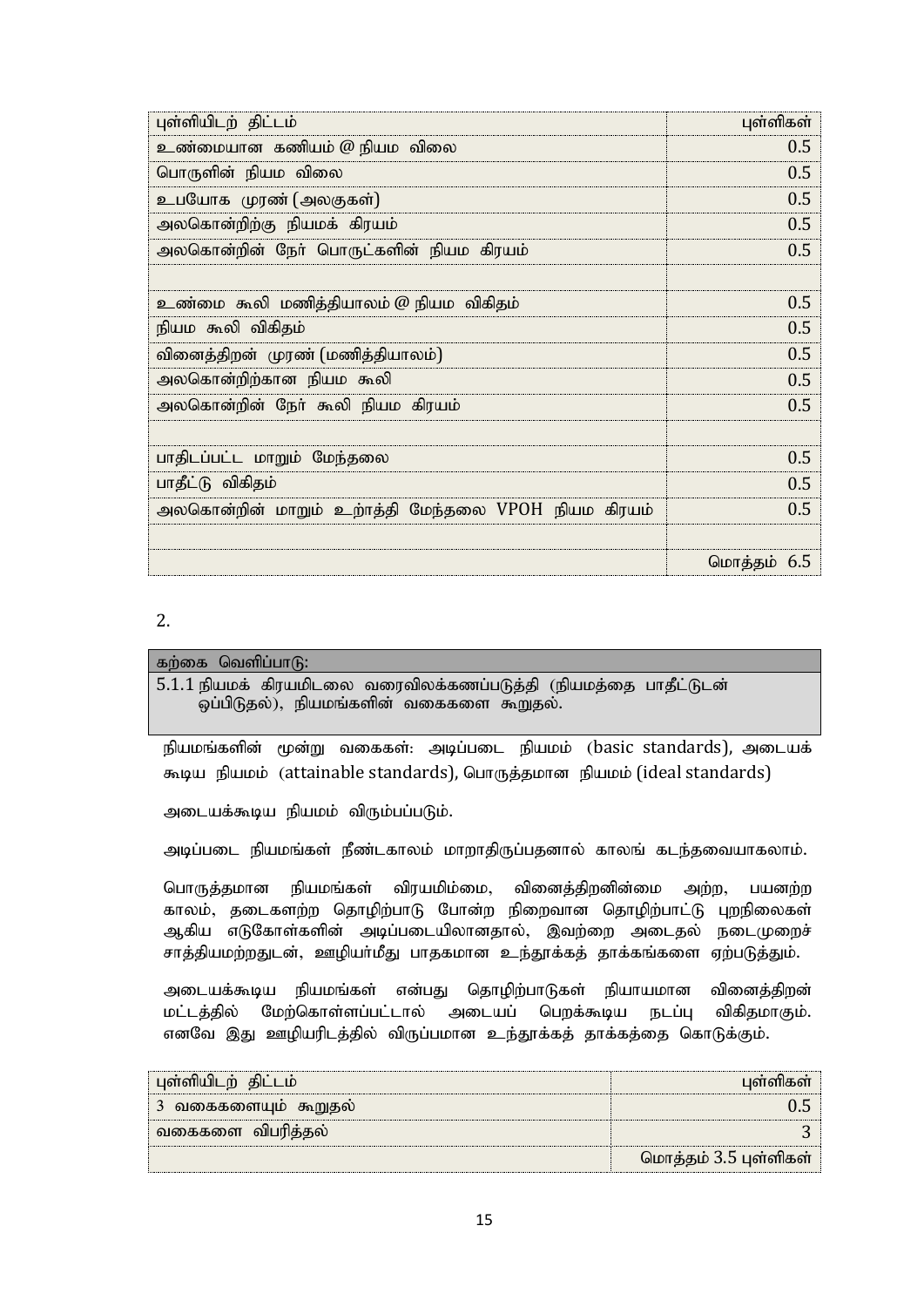| புள்ளியிடற் திட்டம் | புள்ளிகள் |
|---|---|
| உண்மையான கணியம் @ நியம விலை | 0.5 |
| பொருளின் நியம விலை | 0.5 |
| உபயோக முரண் (அலகுகள்) | 0.5 |
| அலகொன்றிற்கு நியமக் கிரயம் | 0.5 |
| அலகொன்றின் நேர் பொருட்களின் நியம கிரயம் | 0.5 |
| | |
| உண்மை கூலி மணித்தியாலம் @ நியம விகிதம் | 0.5 |
| நியம கூலி விகிதம் | 0.5 |
| வினைத்திறன் முரண் (மணித்தியாலம்) | 0.5 |
| அலகொன்றிற்கான நியம கூலி | 0.5 |
| அலகொன்றின் நேர் கூலி நியம கிரயம் | 0.5 |
| | |
| பாதிடப்பட்ட மாறும் மேந்தலை | 0.5 |
| பாதீட்டு விகிதம் | 0.5 |
| அலகொன்றின் மாறும் உற்பத்தி மேந்தலை VPOH நியம கிரயம் | 0.5 |
| | |
| | மொத்தம் 6.5 |

2.

| கற்கை வெளிப்பாடு: |
|---|
| 5.1.1 நியமக் கிரயமிடலை வரைவிலக்கணப்படுத்தி (நியமத்தை பாதீட்டுடன் ஒப்பிடுதல்), நியமங்களின் வகைகளை கூறுதல். |

நியமங்களின் மூன்று வகைகள்: அடிப்படை நியமம் (basic standards), அடையக் கூடிய நியமம் (attainable standards), பொருத்தமான நியமம் (ideal standards)

அடையக்கூடிய நியமம் விரும்பப்படும்.

அடிப்படை நியமங்கள் நீண்டகாலம் மாறாதிருப்பதனால் காலங் கடந்தவையாகலாம்.

பொருத்தமான நியமங்கள் விரயமிம்மை, வினைத்திறனின்மை அற்ற, பயனற்ற காலம், தடைகளற்ற தொழிற்பாடு போன்ற நிறைவான தொழிற்பாட்டு புறநிலைகள் ஆகிய எடுகோள்களின் அடிப்படையிலானதால், இவற்றை அடைதல் நடைமுறைச் சாத்தியமற்றதுடன், ஊழியர்மீது பாதகமான உந்தூக்கத் தாக்கங்களை ஏற்படுத்தும்.

அடையக்கூடிய நியமங்கள் என்பது தொழிற்பாடுகள் நியாயமான வினைத்திறன் மட்டத்தில் மேற்கொள்ளப்பட்டால் அடையப் பெறக்கூடிய நடப்பு விகிதமாகும். எனவே இது ஊழியரிடத்தில் விருப்பமான உந்தூக்கத் தாக்கத்தை கொடுக்கும்.

| புள்ளியிடற் திட்டம் | புள்ளிகள் |
|---|---|
| 3 வகைகளையும் கூறுதல் | 0.5 |
| வகைகளை விபரித்தல் | 3 |
| | மொத்தம் 3.5 புள்ளிகள் |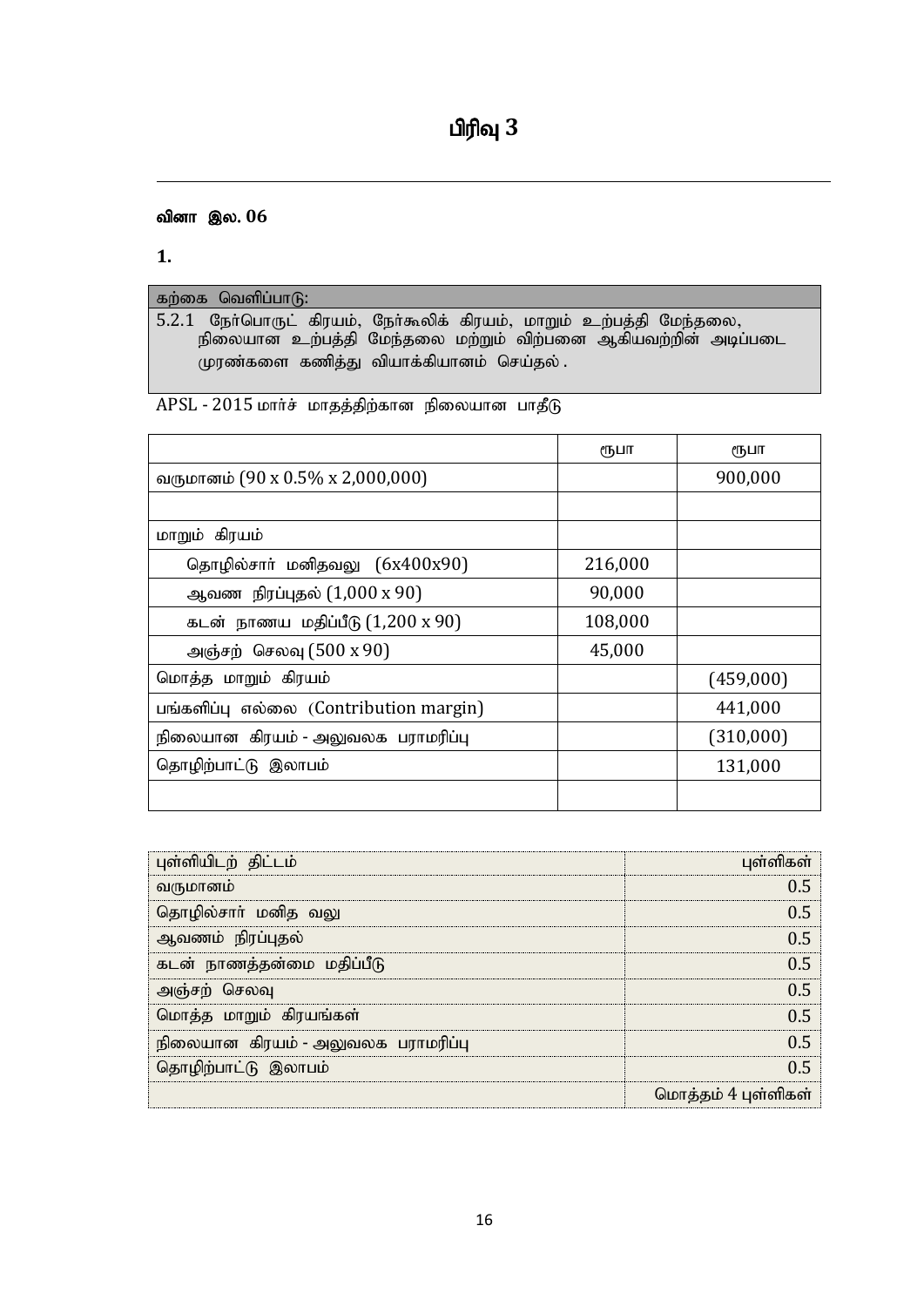# பிரிவு 3

**வினா இல. 06**

**1.**

| கற்கை வெளிப்பாடு: |
|---|
| 5.2.1 நேர்பொருட் கிரயம், நேர்கூலிக் கிரயம், மாறும் உற்பத்தி மேந்தலை, நிலையான உற்பத்தி மேந்தலை மற்றும் விற்பனை ஆகியவற்றின் அடிப்படை முரண்களை கணித்து வியாக்கியானம் செய்தல் . |

APSL - 2015 மார்ச் மாதத்திற்கான நிலையான பாதீடு

| | ரூபா | ரூபா |
|---|---|---|
| வருமானம் (90 x 0.5% x 2,000,000) | | 900,000 |
| | | |
| மாறும் கிரயம் | | |
| தொழில்சார் மனிதவலு (6x400x90) | 216,000 | |
| ஆவண நிரப்புதல் (1,000 x 90) | 90,000 | |
| கடன் நாணய மதிப்பீடு (1,200 x 90) | 108,000 | |
| அஞ்சற் செலவு (500 x 90) | 45,000 | |
| மொத்த மாறும் கிரயம் | | (459,000) |
| பங்களிப்பு எல்லை (Contribution margin) | | 441,000 |
| நிலையான கிரயம் - அலுவலக பராமரிப்பு | | (310,000) |
| தொழிற்பாட்டு இலாபம் | | 131,000 |
| | | |

| புள்ளியிடற் திட்டம் | புள்ளிகள் |
|---|---|
| வருமானம் | 0.5 |
| தொழில்சார் மனித வலு | 0.5 |
| ஆவணம் நிரப்புதல் | 0.5 |
| கடன் நாணத்தன்மை மதிப்பீடு | 0.5 |
| அஞ்சற் செலவு | 0.5 |
| மொத்த மாறும் கிரயங்கள் | 0.5 |
| நிலையான கிரயம் - அலுவலக பராமரிப்பு | 0.5 |
| தொழிற்பாட்டு இலாபம் | 0.5 |
| | மொத்தம் 4 புள்ளிகள் |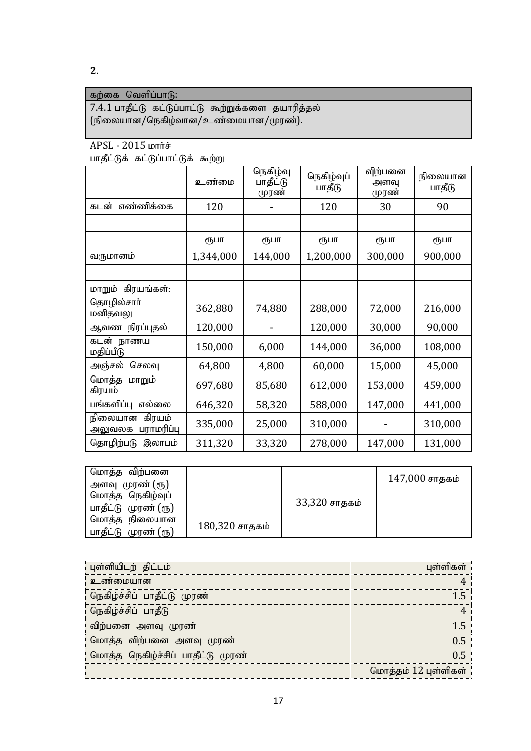**2.**

| கற்கை வெளிப்பாடு: |
|---|
| 7.4.1 பாதீட்டு கட்டுப்பாட்டு கூற்றுக்களை தயாரித்தல் (நிலையான/நெகிழ்வான/உண்மையான/முரண்). |

APSL - 2015 மார்ச்

பாதீட்டுக் கட்டுப்பாட்டுக் கூற்று

| | உண்மை | நெகிழ்வு பாதீட்டு முரண் | நெகிழ்வுப் பாதீடு | விற்பனை அளவு முரண் | நிலையான பாதீடு |
|---|---|---|---|---|---|
| கடன் எண்ணிக்கை | 120 | - | 120 | 30 | 90 |
| | | | | | |
| | ரூபா | ரூபா | ரூபா | ரூபா | ரூபா |
| வருமானம் | 1,344,000 | 144,000 | 1,200,000 | 300,000 | 900,000 |
| | | | | | |
| மாறும் கிரயங்கள்: | | | | | |
| தொழில்சார் மனிதவலு | 362,880 | 74,880 | 288,000 | 72,000 | 216,000 |
| ஆவண நிரப்புதல் | 120,000 | - | 120,000 | 30,000 | 90,000 |
| கடன் நாணய மதிப்பீடு | 150,000 | 6,000 | 144,000 | 36,000 | 108,000 |
| அஞ்சல் செலவு | 64,800 | 4,800 | 60,000 | 15,000 | 45,000 |
| மொத்த மாறும் கிரயம் | 697,680 | 85,680 | 612,000 | 153,000 | 459,000 |
| பங்களிப்பு எல்லை | 646,320 | 58,320 | 588,000 | 147,000 | 441,000 |
| நிலையான கிரயம் அலுவலக பராமரிப்பு | 335,000 | 25,000 | 310,000 | - | 310,000 |
| தொழிற்படு இலாபம் | 311,320 | 33,320 | 278,000 | 147,000 | 131,000 |

| | | | |
|---|---|---|---|
| மொத்த விற்பனை அளவு முரண் (ரூ) | | | 147,000 சாதகம் |
| மொத்த நெகிழ்வுப் பாதீட்டு முரண் (ரூ) | | 33,320 சாதகம் | |
| மொத்த நிலையான பாதீட்டு முரண் (ரூ) | 180,320 சாதகம் | | |

| புள்ளியிடற் திட்டம் | புள்ளிகள் |
|---|---|
| உண்மையான | 4 |
| நெகிழ்ச்சிப் பாதீட்டு முரண் | 1.5 |
| நெகிழ்ச்சிப் பாதீடு | 4 |
| விற்பனை அளவு முரண் | 1.5 |
| மொத்த விற்பனை அளவு முரண் | 0.5 |
| மொத்த நெகிழ்ச்சிப் பாதீட்டு முரண் | 0.5 |
| | மொத்தம் 12 புள்ளிகள் |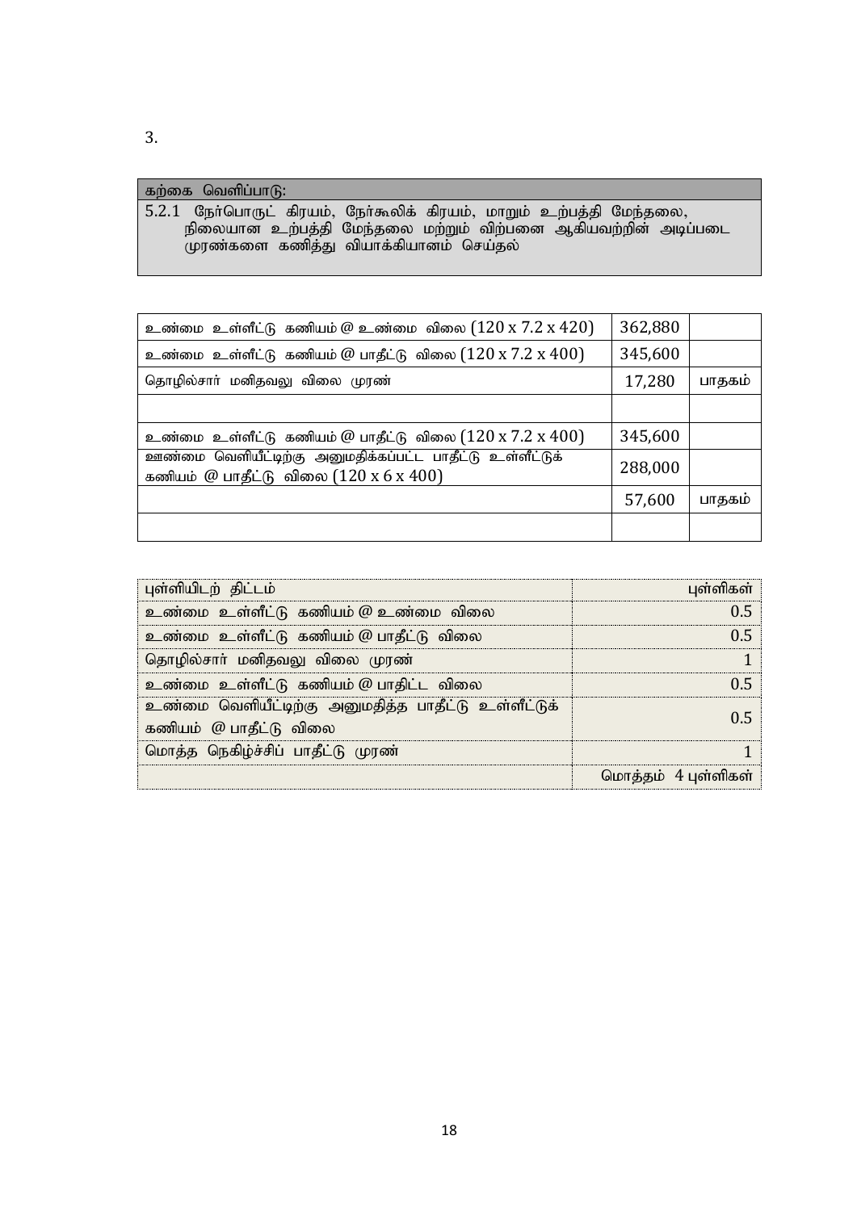3.

| கற்கை வெளிப்பாடு: |
|---|
| 5.2.1 நேர்பொருட் கிரயம், நேர்கூலிக் கிரயம், மாறும் உற்பத்தி மேந்தலை, நிலையான உற்பத்தி மேந்தலை மற்றும் விற்பனை ஆகியவற்றின் அடிப்படை முரண்களை கணித்து வியாக்கியானம் செய்தல் |

| | | |
|---|---|---|
| உண்மை உள்ளீட்டு கணியம் @ உண்மை விலை (120 x 7.2 x 420) | 362,880 | |
| உண்மை உள்ளீட்டு கணியம் @ பாதீட்டு விலை (120 x 7.2 x 400) | 345,600 | |
| தொழில்சார் மனிதவலு விலை முரண் | 17,280 | பாதகம் |
| | | |
| உண்மை உள்ளீட்டு கணியம் @ பாதீட்டு விலை (120 x 7.2 x 400) | 345,600 | |
| ஊண்மை வெளியீட்டிற்கு அனுமதிக்கப்பட்ட பாதீட்டு உள்ளீட்டுக் கணியம் @ பாதீட்டு விலை (120 x 6 x 400) | 288,000 | |
| | 57,600 | பாதகம் |
| | | |

| புள்ளியிடற் திட்டம் | புள்ளிகள் |
|---|---|
| உண்மை உள்ளீட்டு கணியம் @ உண்மை விலை | 0.5 |
| உண்மை உள்ளீட்டு கணியம் @ பாதீட்டு விலை | 0.5 |
| தொழில்சார் மனிதவலு விலை முரண் | 1 |
| உண்மை உள்ளீட்டு கணியம் @ பாதிட்ட விலை | 0.5 |
| உண்மை வெளியீட்டிற்கு அனுமதித்த பாதீட்டு உள்ளீட்டுக் கணியம் @ பாதீட்டு விலை | 0.5 |
| மொத்த நெகிழ்ச்சிப் பாதீட்டு முரண் | 1 |
| | மொத்தம் 4 புள்ளிகள் |